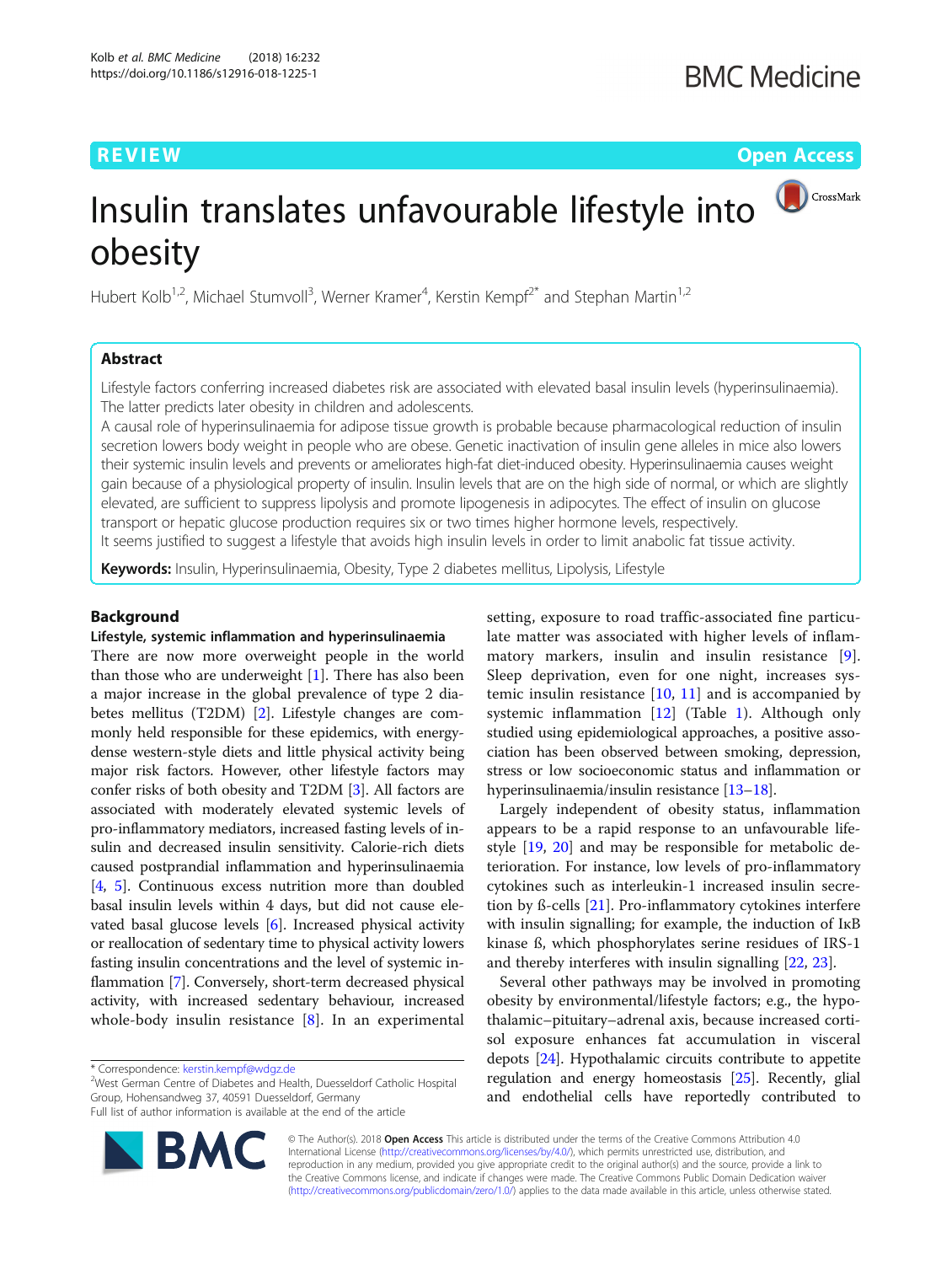REVIEW Open Access

# Insulin translates unfavourable lifestyle into obesity

Hubert Kolb[1,2], Michael Stumvoll[3], Werner Kramer[4], Kerstin Kempf[2*] and Stephan Martin[1,2]

## Abstract

Lifestyle factors conferring increased diabetes risk are associated with elevated basal insulin levels (hyperinsulinaemia). The latter predicts later obesity in children and adolescents.

A causal role of hyperinsulinaemia for adipose tissue growth is probable because pharmacological reduction of insulin secretion lowers body weight in people who are obese. Genetic inactivation of insulin gene alleles in mice also lowers their systemic insulin levels and prevents or ameliorates high-fat diet-induced obesity. Hyperinsulinaemia causes weight gain because of a physiological property of insulin. Insulin levels that are on the high side of normal, or which are slightly elevated, are sufficient to suppress lipolysis and promote lipogenesis in adipocytes. The effect of insulin on glucose transport or hepatic glucose production requires six or two times higher hormone levels, respectively.

It seems justified to suggest a lifestyle that avoids high insulin levels in order to limit anabolic fat tissue activity.

**Keywords:** Insulin, Hyperinsulinaemia, Obesity, Type 2 diabetes mellitus, Lipolysis, Lifestyle

## Background

### Lifestyle, systemic inflammation and hyperinsulinaemia

There are now more overweight people in the world than those who are underweight [1]. There has also been a major increase in the global prevalence of type 2 diabetes mellitus (T2DM) [2]. Lifestyle changes are commonly held responsible for these epidemics, with energy-dense western-style diets and little physical activity being major risk factors. However, other lifestyle factors may confer risks of both obesity and T2DM [3]. All factors are associated with moderately elevated systemic levels of pro-inflammatory mediators, increased fasting levels of insulin and decreased insulin sensitivity. Calorie-rich diets caused postprandial inflammation and hyperinsulinaemia [4, 5]. Continuous excess nutrition more than doubled basal insulin levels within 4 days, but did not cause elevated basal glucose levels [6]. Increased physical activity or reallocation of sedentary time to physical activity lowers fasting insulin concentrations and the level of systemic inflammation [7]. Conversely, short-term decreased physical activity, with increased sedentary behaviour, increased whole-body insulin resistance [8]. In an experimental setting, exposure to road traffic-associated fine particulate matter was associated with higher levels of inflammatory markers, insulin and insulin resistance [9]. Sleep deprivation, even for one night, increases systemic insulin resistance [10, 11] and is accompanied by systemic inflammation [12] (Table 1). Although only studied using epidemiological approaches, a positive association has been observed between smoking, depression, stress or low socioeconomic status and inflammation or hyperinsulinaemia/insulin resistance [13–18].

Largely independent of obesity status, inflammation appears to be a rapid response to an unfavourable lifestyle [19, 20] and may be responsible for metabolic deterioration. For instance, low levels of pro-inflammatory cytokines such as interleukin-1 increased insulin secretion by ß-cells [21]. Pro-inflammatory cytokines interfere with insulin signalling; for example, the induction of IκB kinase ß, which phosphorylates serine residues of IRS-1 and thereby interferes with insulin signalling [22, 23].

Several other pathways may be involved in promoting obesity by environmental/lifestyle factors; e.g., the hypothalamic–pituitary–adrenal axis, because increased cortisol exposure enhances fat accumulation in visceral depots [24]. Hypothalamic circuits contribute to appetite regulation and energy homeostasis [25]. Recently, glial and endothelial cells have reportedly contributed to

\* Correspondence: kerstin.kempf@wdgz.de
[2]West German Centre of Diabetes and Health, Duesseldorf Catholic Hospital Group, Hohensandweg 37, 40591 Duesseldorf, Germany
Full list of author information is available at the end of the article

© The Author(s). 2018 **Open Access** This article is distributed under the terms of the Creative Commons Attribution 4.0 International License (http://creativecommons.org/licenses/by/4.0/), which permits unrestricted use, distribution, and reproduction in any medium, provided you give appropriate credit to the original author(s) and the source, provide a link to the Creative Commons license, and indicate if changes were made. The Creative Commons Public Domain Dedication waiver (http://creativecommons.org/publicdomain/zero/1.0/) applies to the data made available in this article, unless otherwise stated.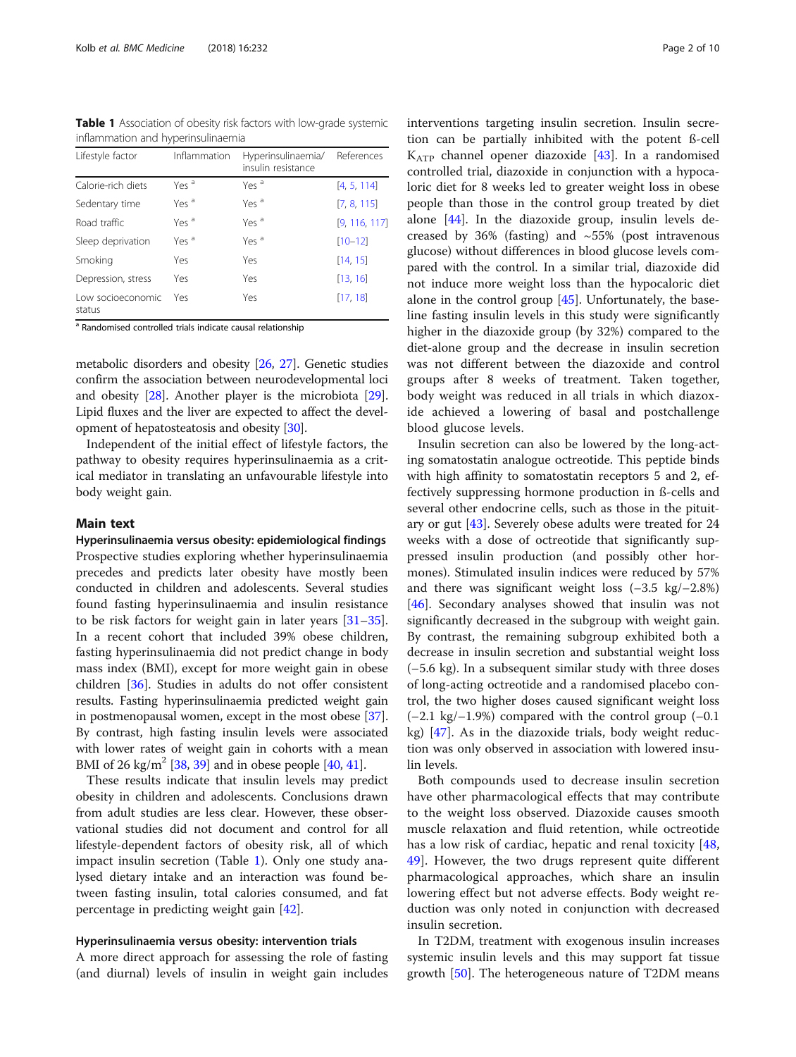**Table 1** Association of obesity risk factors with low-grade systemic inflammation and hyperinsulinaemia

| Lifestyle factor | Inflammation | Hyperinsulinaemia/ insulin resistance | References |
|---|---|---|---|
| Calorie-rich diets | Yes [a] | Yes [a] | [4, 5, 114] |
| Sedentary time | Yes [a] | Yes [a] | [7, 8, 115] |
| Road traffic | Yes [a] | Yes [a] | [9, 116, 117] |
| Sleep deprivation | Yes [a] | Yes [a] | [10–12] |
| Smoking | Yes | Yes | [14, 15] |
| Depression, stress | Yes | Yes | [13, 16] |
| Low socioeconomic status | Yes | Yes | [17, 18] |

[a] Randomised controlled trials indicate causal relationship

metabolic disorders and obesity [26, 27]. Genetic studies confirm the association between neurodevelopmental loci and obesity [28]. Another player is the microbiota [29]. Lipid fluxes and the liver are expected to affect the development of hepatosteatosis and obesity [30].

Independent of the initial effect of lifestyle factors, the pathway to obesity requires hyperinsulinaemia as a critical mediator in translating an unfavourable lifestyle into body weight gain.

## Main text

### Hyperinsulinaemia versus obesity: epidemiological findings

Prospective studies exploring whether hyperinsulinaemia precedes and predicts later obesity have mostly been conducted in children and adolescents. Several studies found fasting hyperinsulinaemia and insulin resistance to be risk factors for weight gain in later years [31–35]. In a recent cohort that included 39% obese children, fasting hyperinsulinaemia did not predict change in body mass index (BMI), except for more weight gain in obese children [36]. Studies in adults do not offer consistent results. Fasting hyperinsulinaemia predicted weight gain in postmenopausal women, except in the most obese [37]. By contrast, high fasting insulin levels were associated with lower rates of weight gain in cohorts with a mean BMI of 26 kg/m$^2$ [38, 39] and in obese people [40, 41].

These results indicate that insulin levels may predict obesity in children and adolescents. Conclusions drawn from adult studies are less clear. However, these observational studies did not document and control for all lifestyle-dependent factors of obesity risk, all of which impact insulin secretion (Table 1). Only one study analysed dietary intake and an interaction was found between fasting insulin, total calories consumed, and fat percentage in predicting weight gain [42].

### Hyperinsulinaemia versus obesity: intervention trials

A more direct approach for assessing the role of fasting (and diurnal) levels of insulin in weight gain includes interventions targeting insulin secretion. Insulin secretion can be partially inhibited with the potent ß-cell $K_{ATP}$ channel opener diazoxide [43]. In a randomised controlled trial, diazoxide in conjunction with a hypocaloric diet for 8 weeks led to greater weight loss in obese people than those in the control group treated by diet alone [44]. In the diazoxide group, insulin levels decreased by 36% (fasting) and ~55% (post intravenous glucose) without differences in blood glucose levels compared with the control. In a similar trial, diazoxide did not induce more weight loss than the hypocaloric diet alone in the control group [45]. Unfortunately, the baseline fasting insulin levels in this study were significantly higher in the diazoxide group (by 32%) compared to the diet-alone group and the decrease in insulin secretion was not different between the diazoxide and control groups after 8 weeks of treatment. Taken together, body weight was reduced in all trials in which diazoxide achieved a lowering of basal and postchallenge blood glucose levels.

Insulin secretion can also be lowered by the long-acting somatostatin analogue octreotide. This peptide binds with high affinity to somatostatin receptors 5 and 2, effectively suppressing hormone production in ß-cells and several other endocrine cells, such as those in the pituitary or gut [43]. Severely obese adults were treated for 24 weeks with a dose of octreotide that significantly suppressed insulin production (and possibly other hormones). Stimulated insulin indices were reduced by 57% and there was significant weight loss (−3.5 kg/−2.8%) [46]. Secondary analyses showed that insulin was not significantly decreased in the subgroup with weight gain. By contrast, the remaining subgroup exhibited both a decrease in insulin secretion and substantial weight loss (−5.6 kg). In a subsequent similar study with three doses of long-acting octreotide and a randomised placebo control, the two higher doses caused significant weight loss (−2.1 kg/−1.9%) compared with the control group (−0.1 kg) [47]. As in the diazoxide trials, body weight reduction was only observed in association with lowered insulin levels.

Both compounds used to decrease insulin secretion have other pharmacological effects that may contribute to the weight loss observed. Diazoxide causes smooth muscle relaxation and fluid retention, while octreotide has a low risk of cardiac, hepatic and renal toxicity [48, 49]. However, the two drugs represent quite different pharmacological approaches, which share an insulin lowering effect but not adverse effects. Body weight reduction was only noted in conjunction with decreased insulin secretion.

In T2DM, treatment with exogenous insulin increases systemic insulin levels and this may support fat tissue growth [50]. The heterogeneous nature of T2DM means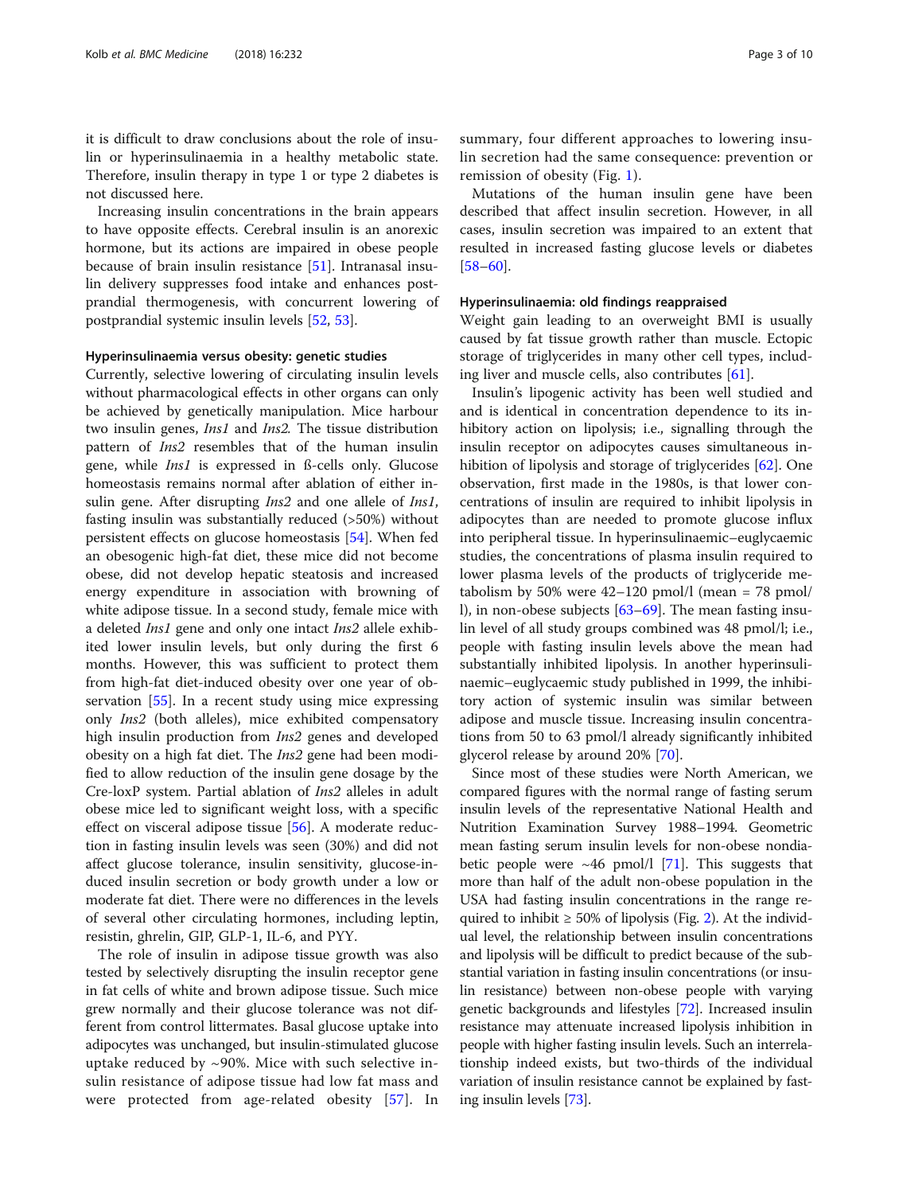it is difficult to draw conclusions about the role of insulin or hyperinsulinaemia in a healthy metabolic state. Therefore, insulin therapy in type 1 or type 2 diabetes is not discussed here.

Increasing insulin concentrations in the brain appears to have opposite effects. Cerebral insulin is an anorexic hormone, but its actions are impaired in obese people because of brain insulin resistance [51]. Intranasal insulin delivery suppresses food intake and enhances postprandial thermogenesis, with concurrent lowering of postprandial systemic insulin levels [52, 53].

#### Hyperinsulinaemia versus obesity: genetic studies

Currently, selective lowering of circulating insulin levels without pharmacological effects in other organs can only be achieved by genetically manipulation. Mice harbour two insulin genes, *Ins1* and *Ins2*. The tissue distribution pattern of *Ins2* resembles that of the human insulin gene, while *Ins1* is expressed in ß-cells only. Glucose homeostasis remains normal after ablation of either insulin gene. After disrupting *Ins2* and one allele of *Ins1*, fasting insulin was substantially reduced (>50%) without persistent effects on glucose homeostasis [54]. When fed an obesogenic high-fat diet, these mice did not become obese, did not develop hepatic steatosis and increased energy expenditure in association with browning of white adipose tissue. In a second study, female mice with a deleted *Ins1* gene and only one intact *Ins2* allele exhibited lower insulin levels, but only during the first 6 months. However, this was sufficient to protect them from high-fat diet-induced obesity over one year of observation [55]. In a recent study using mice expressing only *Ins2* (both alleles), mice exhibited compensatory high insulin production from *Ins2* genes and developed obesity on a high fat diet. The *Ins2* gene had been modified to allow reduction of the insulin gene dosage by the Cre-loxP system. Partial ablation of *Ins2* alleles in adult obese mice led to significant weight loss, with a specific effect on visceral adipose tissue [56]. A moderate reduction in fasting insulin levels was seen (30%) and did not affect glucose tolerance, insulin sensitivity, glucose-induced insulin secretion or body growth under a low or moderate fat diet. There were no differences in the levels of several other circulating hormones, including leptin, resistin, ghrelin, GIP, GLP-1, IL-6, and PYY.

The role of insulin in adipose tissue growth was also tested by selectively disrupting the insulin receptor gene in fat cells of white and brown adipose tissue. Such mice grew normally and their glucose tolerance was not different from control littermates. Basal glucose uptake into adipocytes was unchanged, but insulin-stimulated glucose uptake reduced by ~90%. Mice with such selective insulin resistance of adipose tissue had low fat mass and were protected from age-related obesity [57]. In summary, four different approaches to lowering insulin secretion had the same consequence: prevention or remission of obesity (Fig. 1).

Mutations of the human insulin gene have been described that affect insulin secretion. However, in all cases, insulin secretion was impaired to an extent that resulted in increased fasting glucose levels or diabetes [58–60].

#### Hyperinsulinaemia: old findings reappraised

Weight gain leading to an overweight BMI is usually caused by fat tissue growth rather than muscle. Ectopic storage of triglycerides in many other cell types, including liver and muscle cells, also contributes [61].

Insulin's lipogenic activity has been well studied and and is identical in concentration dependence to its inhibitory action on lipolysis; i.e., signalling through the insulin receptor on adipocytes causes simultaneous inhibition of lipolysis and storage of triglycerides [62]. One observation, first made in the 1980s, is that lower concentrations of insulin are required to inhibit lipolysis in adipocytes than are needed to promote glucose influx into peripheral tissue. In hyperinsulinaemic–euglycaemic studies, the concentrations of plasma insulin required to lower plasma levels of the products of triglyceride metabolism by 50% were 42–120 pmol/l (mean = 78 pmol/l), in non-obese subjects [63–69]. The mean fasting insulin level of all study groups combined was 48 pmol/l; i.e., people with fasting insulin levels above the mean had substantially inhibited lipolysis. In another hyperinsulinaemic–euglycaemic study published in 1999, the inhibitory action of systemic insulin was similar between adipose and muscle tissue. Increasing insulin concentrations from 50 to 63 pmol/l already significantly inhibited glycerol release by around 20% [70].

Since most of these studies were North American, we compared figures with the normal range of fasting serum insulin levels of the representative National Health and Nutrition Examination Survey 1988–1994. Geometric mean fasting serum insulin levels for non-obese nondiabetic people were ~46 pmol/l [71]. This suggests that more than half of the adult non-obese population in the USA had fasting insulin concentrations in the range required to inhibit ≥ 50% of lipolysis (Fig. 2). At the individual level, the relationship between insulin concentrations and lipolysis will be difficult to predict because of the substantial variation in fasting insulin concentrations (or insulin resistance) between non-obese people with varying genetic backgrounds and lifestyles [72]. Increased insulin resistance may attenuate increased lipolysis inhibition in people with higher fasting insulin levels. Such an interrelationship indeed exists, but two-thirds of the individual variation of insulin resistance cannot be explained by fasting insulin levels [73].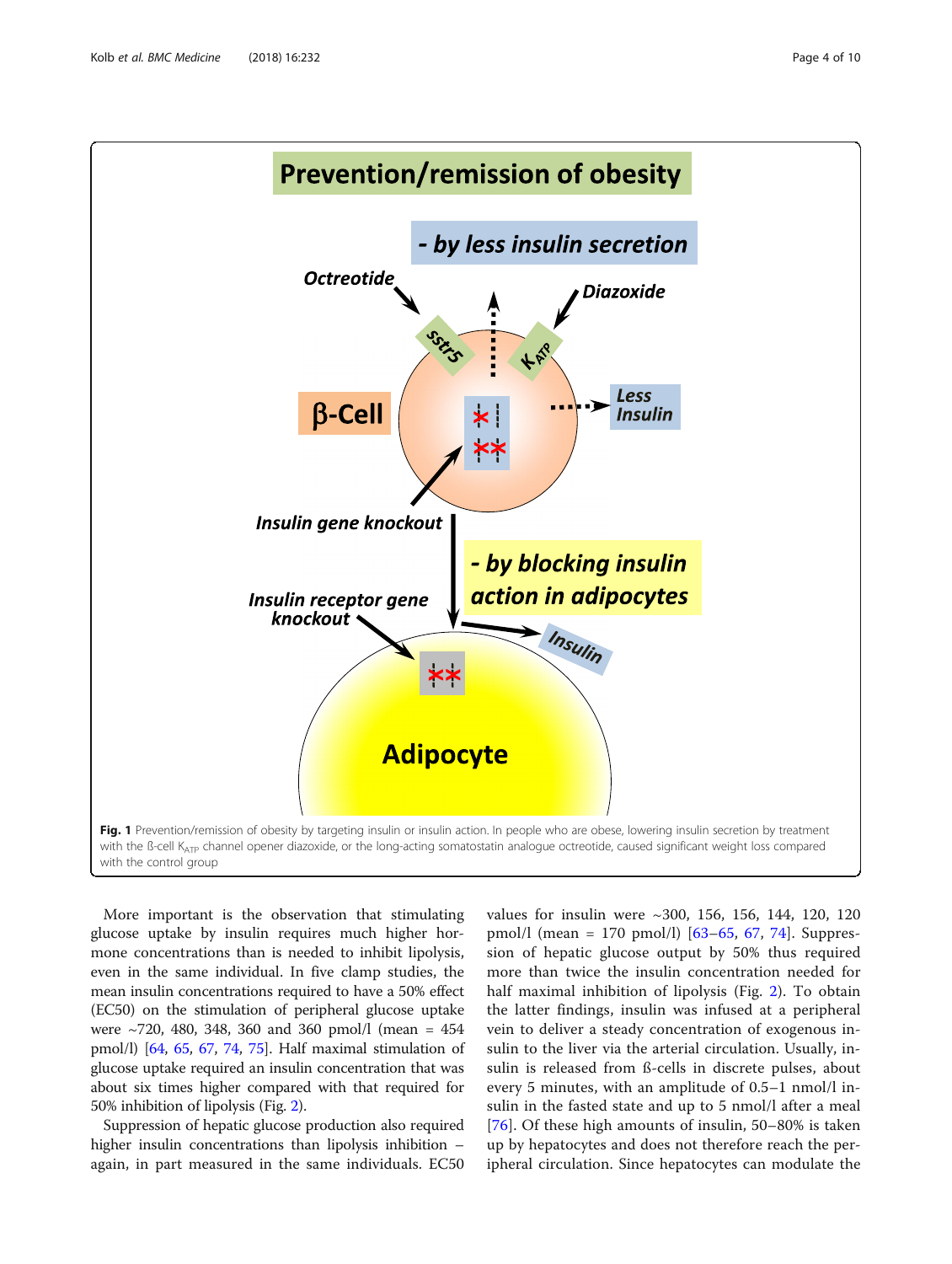**Fig. 1** Prevention/remission of obesity by targeting insulin or insulin action. In people who are obese, lowering insulin secretion by treatment with the ß-cell $K_{ATP}$ channel opener diazoxide, or the long-acting somatostatin analogue octreotide, caused significant weight loss compared with the control group

More important is the observation that stimulating glucose uptake by insulin requires much higher hormone concentrations than is needed to inhibit lipolysis, even in the same individual. In five clamp studies, the mean insulin concentrations required to have a 50% effect (EC50) on the stimulation of peripheral glucose uptake were ~720, 480, 348, 360 and 360 pmol/l (mean = 454 pmol/l) [64, 65, 67, 74, 75]. Half maximal stimulation of glucose uptake required an insulin concentration that was about six times higher compared with that required for 50% inhibition of lipolysis (Fig. 2).

Suppression of hepatic glucose production also required higher insulin concentrations than lipolysis inhibition – again, in part measured in the same individuals. EC50 values for insulin were ~300, 156, 156, 144, 120, 120 pmol/l (mean = 170 pmol/l) [63–65, 67, 74]. Suppression of hepatic glucose output by 50% thus required more than twice the insulin concentration needed for half maximal inhibition of lipolysis (Fig. 2). To obtain the latter findings, insulin was infused at a peripheral vein to deliver a steady concentration of exogenous insulin to the liver via the arterial circulation. Usually, insulin is released from ß-cells in discrete pulses, about every 5 minutes, with an amplitude of 0.5–1 nmol/l insulin in the fasted state and up to 5 nmol/l after a meal [76]. Of these high amounts of insulin, 50–80% is taken up by hepatocytes and does not therefore reach the peripheral circulation. Since hepatocytes can modulate the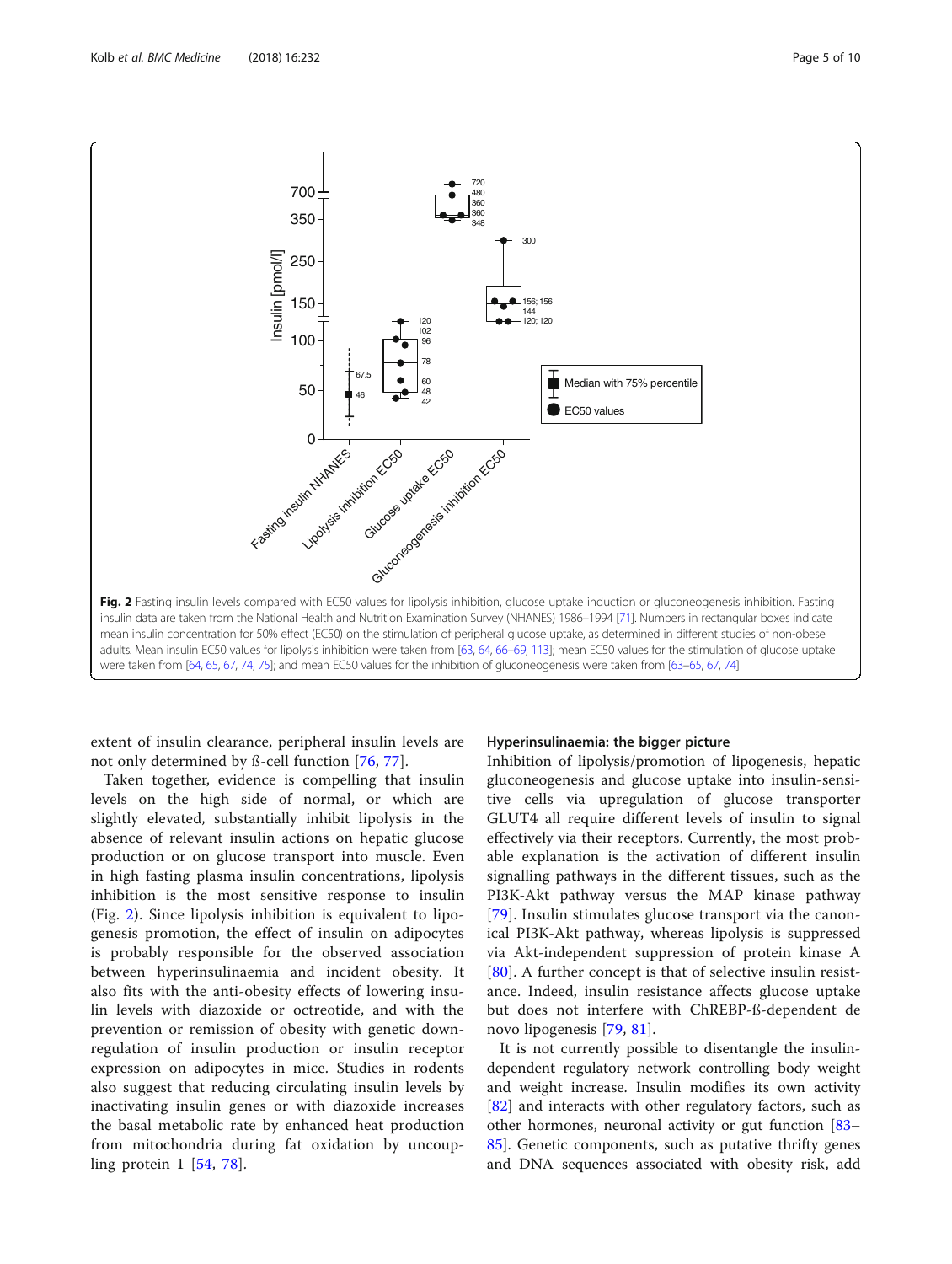**Fig. 2** Fasting insulin levels compared with EC50 values for lipolysis inhibition, glucose uptake induction or gluconeogenesis inhibition. Fasting insulin data are taken from the National Health and Nutrition Examination Survey (NHANES) 1986–1994 [71]. Numbers in rectangular boxes indicate mean insulin concentration for 50% effect (EC50) on the stimulation of peripheral glucose uptake, as determined in different studies of non-obese adults. Mean insulin EC50 values for lipolysis inhibition were taken from [63, 64, 66–69, 113]; mean EC50 values for the stimulation of glucose uptake were taken from [64, 65, 67, 74, 75]; and mean EC50 values for the inhibition of gluconeogenesis were taken from [63–65, 67, 74]

extent of insulin clearance, peripheral insulin levels are not only determined by ß-cell function [76, 77].

Taken together, evidence is compelling that insulin levels on the high side of normal, or which are slightly elevated, substantially inhibit lipolysis in the absence of relevant insulin actions on hepatic glucose production or on glucose transport into muscle. Even in high fasting plasma insulin concentrations, lipolysis inhibition is the most sensitive response to insulin (Fig. 2). Since lipolysis inhibition is equivalent to lipogenesis promotion, the effect of insulin on adipocytes is probably responsible for the observed association between hyperinsulinaemia and incident obesity. It also fits with the anti-obesity effects of lowering insulin levels with diazoxide or octreotide, and with the prevention or remission of obesity with genetic downregulation of insulin production or insulin receptor expression on adipocytes in mice. Studies in rodents also suggest that reducing circulating insulin levels by inactivating insulin genes or with diazoxide increases the basal metabolic rate by enhanced heat production from mitochondria during fat oxidation by uncoupling protein 1 [54, 78].

## Hyperinsulinaemia: the bigger picture

Inhibition of lipolysis/promotion of lipogenesis, hepatic gluconeogenesis and glucose uptake into insulin-sensitive cells via upregulation of glucose transporter GLUT4 all require different levels of insulin to signal effectively via their receptors. Currently, the most probable explanation is the activation of different insulin signalling pathways in the different tissues, such as the PI3K-Akt pathway versus the MAP kinase pathway [79]. Insulin stimulates glucose transport via the canonical PI3K-Akt pathway, whereas lipolysis is suppressed via Akt-independent suppression of protein kinase A [80]. A further concept is that of selective insulin resistance. Indeed, insulin resistance affects glucose uptake but does not interfere with ChREBP-ß-dependent de novo lipogenesis [79, 81].

It is not currently possible to disentangle the insulin-dependent regulatory network controlling body weight and weight increase. Insulin modifies its own activity [82] and interacts with other regulatory factors, such as other hormones, neuronal activity or gut function [83–85]. Genetic components, such as putative thrifty genes and DNA sequences associated with obesity risk, add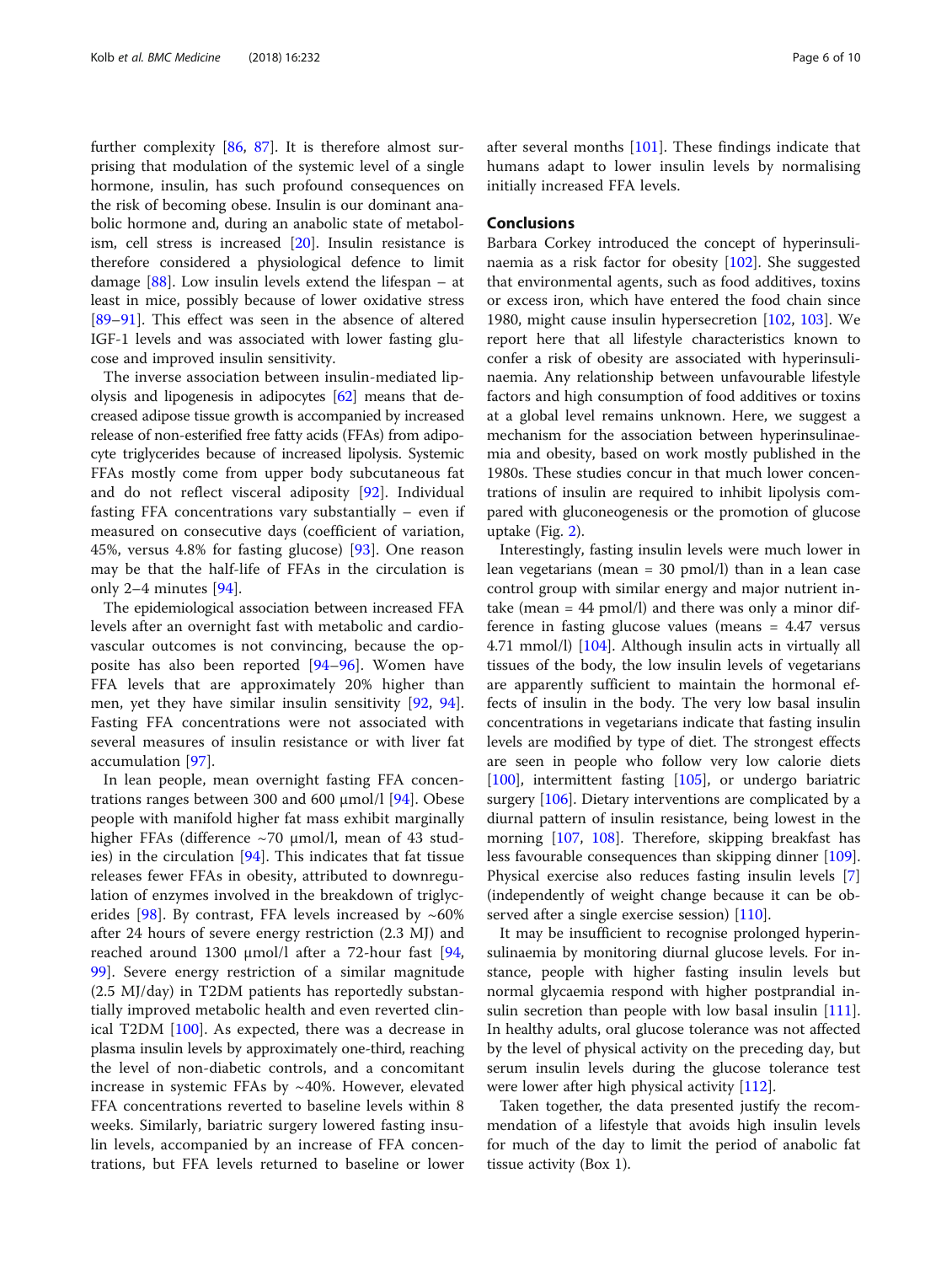further complexity [86, 87]. It is therefore almost surprising that modulation of the systemic level of a single hormone, insulin, has such profound consequences on the risk of becoming obese. Insulin is our dominant anabolic hormone and, during an anabolic state of metabolism, cell stress is increased [20]. Insulin resistance is therefore considered a physiological defence to limit damage [88]. Low insulin levels extend the lifespan – at least in mice, possibly because of lower oxidative stress [89–91]. This effect was seen in the absence of altered IGF-1 levels and was associated with lower fasting glucose and improved insulin sensitivity.

The inverse association between insulin-mediated lipolysis and lipogenesis in adipocytes [62] means that decreased adipose tissue growth is accompanied by increased release of non-esterified free fatty acids (FFAs) from adipocyte triglycerides because of increased lipolysis. Systemic FFAs mostly come from upper body subcutaneous fat and do not reflect visceral adiposity [92]. Individual fasting FFA concentrations vary substantially – even if measured on consecutive days (coefficient of variation, 45%, versus 4.8% for fasting glucose) [93]. One reason may be that the half-life of FFAs in the circulation is only 2–4 minutes [94].

The epidemiological association between increased FFA levels after an overnight fast with metabolic and cardiovascular outcomes is not convincing, because the opposite has also been reported [94–96]. Women have FFA levels that are approximately 20% higher than men, yet they have similar insulin sensitivity [92, 94]. Fasting FFA concentrations were not associated with several measures of insulin resistance or with liver fat accumulation [97].

In lean people, mean overnight fasting FFA concentrations ranges between 300 and 600 μmol/l [94]. Obese people with manifold higher fat mass exhibit marginally higher FFAs (difference ~70 μmol/l, mean of 43 studies) in the circulation [94]. This indicates that fat tissue releases fewer FFAs in obesity, attributed to downregulation of enzymes involved in the breakdown of triglycerides [98]. By contrast, FFA levels increased by ~60% after 24 hours of severe energy restriction (2.3 MJ) and reached around 1300 μmol/l after a 72-hour fast [94, 99]. Severe energy restriction of a similar magnitude (2.5 MJ/day) in T2DM patients has reportedly substantially improved metabolic health and even reverted clinical T2DM [100]. As expected, there was a decrease in plasma insulin levels by approximately one-third, reaching the level of non-diabetic controls, and a concomitant increase in systemic FFAs by ~40%. However, elevated FFA concentrations reverted to baseline levels within 8 weeks. Similarly, bariatric surgery lowered fasting insulin levels, accompanied by an increase of FFA concentrations, but FFA levels returned to baseline or lower after several months [101]. These findings indicate that humans adapt to lower insulin levels by normalising initially increased FFA levels.

## Conclusions

Barbara Corkey introduced the concept of hyperinsulinaemia as a risk factor for obesity [102]. She suggested that environmental agents, such as food additives, toxins or excess iron, which have entered the food chain since 1980, might cause insulin hypersecretion [102, 103]. We report here that all lifestyle characteristics known to confer a risk of obesity are associated with hyperinsulinaemia. Any relationship between unfavourable lifestyle factors and high consumption of food additives or toxins at a global level remains unknown. Here, we suggest a mechanism for the association between hyperinsulinaemia and obesity, based on work mostly published in the 1980s. These studies concur in that much lower concentrations of insulin are required to inhibit lipolysis compared with gluconeogenesis or the promotion of glucose uptake (Fig. 2).

Interestingly, fasting insulin levels were much lower in lean vegetarians (mean = 30 pmol/l) than in a lean case control group with similar energy and major nutrient intake (mean = 44 pmol/l) and there was only a minor difference in fasting glucose values (means = 4.47 versus 4.71 mmol/l) [104]. Although insulin acts in virtually all tissues of the body, the low insulin levels of vegetarians are apparently sufficient to maintain the hormonal effects of insulin in the body. The very low basal insulin concentrations in vegetarians indicate that fasting insulin levels are modified by type of diet. The strongest effects are seen in people who follow very low calorie diets [100], intermittent fasting [105], or undergo bariatric surgery [106]. Dietary interventions are complicated by a diurnal pattern of insulin resistance, being lowest in the morning [107, 108]. Therefore, skipping breakfast has less favourable consequences than skipping dinner [109]. Physical exercise also reduces fasting insulin levels [7] (independently of weight change because it can be observed after a single exercise session) [110].

It may be insufficient to recognise prolonged hyperinsulinaemia by monitoring diurnal glucose levels. For instance, people with higher fasting insulin levels but normal glycaemia respond with higher postprandial insulin secretion than people with low basal insulin [111]. In healthy adults, oral glucose tolerance was not affected by the level of physical activity on the preceding day, but serum insulin levels during the glucose tolerance test were lower after high physical activity [112].

Taken together, the data presented justify the recommendation of a lifestyle that avoids high insulin levels for much of the day to limit the period of anabolic fat tissue activity (Box 1).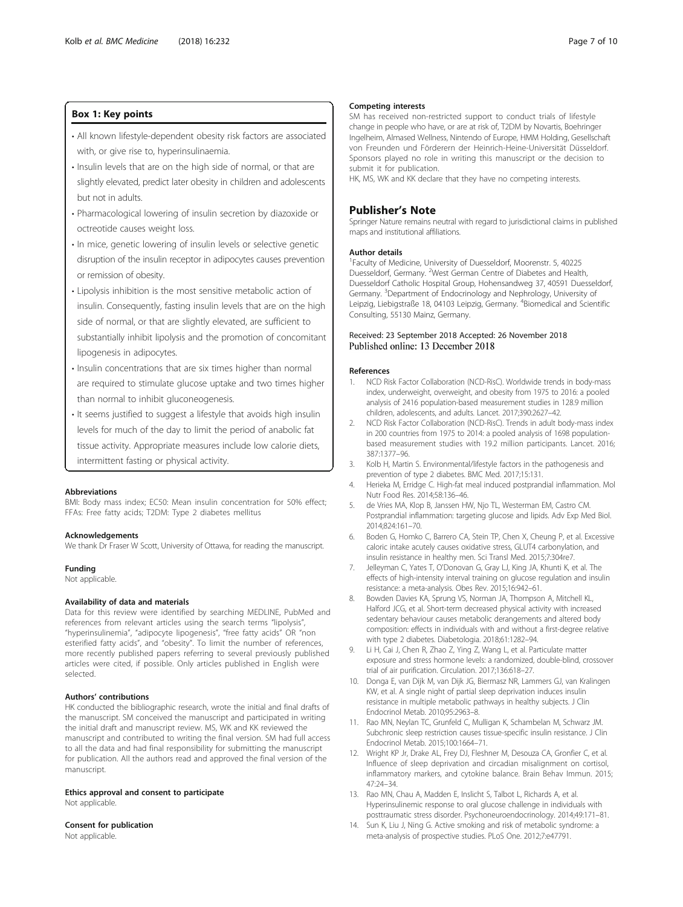## Box 1: Key points

- All known lifestyle-dependent obesity risk factors are associated with, or give rise to, hyperinsulinaemia.
- Insulin levels that are on the high side of normal, or that are slightly elevated, predict later obesity in children and adolescents but not in adults.
- Pharmacological lowering of insulin secretion by diazoxide or octreotide causes weight loss.
- In mice, genetic lowering of insulin levels or selective genetic disruption of the insulin receptor in adipocytes causes prevention or remission of obesity.
- Lipolysis inhibition is the most sensitive metabolic action of insulin. Consequently, fasting insulin levels that are on the high side of normal, or that are slightly elevated, are sufficient to substantially inhibit lipolysis and the promotion of concomitant lipogenesis in adipocytes.
- Insulin concentrations that are six times higher than normal are required to stimulate glucose uptake and two times higher than normal to inhibit gluconeogenesis.
- It seems justified to suggest a lifestyle that avoids high insulin levels for much of the day to limit the period of anabolic fat tissue activity. Appropriate measures include low calorie diets, intermittent fasting or physical activity.

#### Abbreviations
BMI: Body mass index; EC50: Mean insulin concentration for 50% effect; FFAs: Free fatty acids; T2DM: Type 2 diabetes mellitus

#### Acknowledgements
We thank Dr Fraser W Scott, University of Ottawa, for reading the manuscript.

#### Funding
Not applicable.

#### Availability of data and materials
Data for this review were identified by searching MEDLINE, PubMed and references from relevant articles using the search terms "lipolysis", "hyperinsulinemia", "adipocyte lipogenesis", "free fatty acids" OR "non esterified fatty acids", and "obesity". To limit the number of references, more recently published papers referring to several previously published articles were cited, if possible. Only articles published in English were selected.

#### Authors' contributions
HK conducted the bibliographic research, wrote the initial and final drafts of the manuscript. SM conceived the manuscript and participated in writing the initial draft and manuscript review. MS, WK and KK reviewed the manuscript and contributed to writing the final version. SM had full access to all the data and had final responsibility for submitting the manuscript for publication. All the authors read and approved the final version of the manuscript.

#### Ethics approval and consent to participate
Not applicable.

#### Consent for publication
Not applicable.

#### Competing interests
SM has received non-restricted support to conduct trials of lifestyle change in people who have, or are at risk of, T2DM by Novartis, Boehringer Ingelheim, Almased Wellness, Nintendo of Europe, HMM Holding, Gesellschaft von Freunden und Förderern der Heinrich-Heine-Universität Düsseldorf. Sponsors played no role in writing this manuscript or the decision to submit it for publication.
HK, MS, WK and KK declare that they have no competing interests.

## Publisher's Note
Springer Nature remains neutral with regard to jurisdictional claims in published maps and institutional affiliations.

#### Author details
[1]Faculty of Medicine, University of Duesseldorf, Moorenstr. 5, 40225 Duesseldorf, Germany. [2]West German Centre of Diabetes and Health, Duesseldorf Catholic Hospital Group, Hohensandweg 37, 40591 Duesseldorf, Germany. [3]Department of Endocrinology and Nephrology, University of Leipzig, Liebigstraße 18, 04103 Leipzig, Germany. [4]Biomedical and Scientific Consulting, 55130 Mainz, Germany.

Received: 23 September 2018 Accepted: 26 November 2018
Published online: 13 December 2018

#### References
1. NCD Risk Factor Collaboration (NCD-RisC). Worldwide trends in body-mass index, underweight, overweight, and obesity from 1975 to 2016: a pooled analysis of 2416 population-based measurement studies in 128.9 million children, adolescents, and adults. Lancet. 2017;390:2627–42.
2. NCD Risk Factor Collaboration (NCD-RisC). Trends in adult body-mass index in 200 countries from 1975 to 2014: a pooled analysis of 1698 population-based measurement studies with 19.2 million participants. Lancet. 2016; 387:1377–96.
3. Kolb H, Martin S. Environmental/lifestyle factors in the pathogenesis and prevention of type 2 diabetes. BMC Med. 2017;15:131.
4. Herieka M, Erridge C. High-fat meal induced postprandial inflammation. Mol Nutr Food Res. 2014;58:136–46.
5. de Vries MA, Klop B, Janssen HW, Njo TL, Westerman EM, Castro CM. Postprandial inflammation: targeting glucose and lipids. Adv Exp Med Biol. 2014;824:161–70.
6. Boden G, Homko C, Barrero CA, Stein TP, Chen X, Cheung P, et al. Excessive caloric intake acutely causes oxidative stress, GLUT4 carbonylation, and insulin resistance in healthy men. Sci Transl Med. 2015;7:304re7.
7. Jelleyman C, Yates T, O'Donovan G, Gray LJ, King JA, Khunti K, et al. The effects of high-intensity interval training on glucose regulation and insulin resistance: a meta-analysis. Obes Rev. 2015;16:942–61.
8. Bowden Davies KA, Sprung VS, Norman JA, Thompson A, Mitchell KL, Halford JCG, et al. Short-term decreased physical activity with increased sedentary behaviour causes metabolic derangements and altered body composition: effects in individuals with and without a first-degree relative with type 2 diabetes. Diabetologia. 2018;61:1282–94.
9. Li H, Cai J, Chen R, Zhao Z, Ying Z, Wang L, et al. Particulate matter exposure and stress hormone levels: a randomized, double-blind, crossover trial of air purification. Circulation. 2017;136:618–27.
10. Donga E, van Dijk M, van Dijk JG, Biermasz NR, Lammers GJ, van Kralingen KW, et al. A single night of partial sleep deprivation induces insulin resistance in multiple metabolic pathways in healthy subjects. J Clin Endocrinol Metab. 2010;95:2963–8.
11. Rao MN, Neylan TC, Grunfeld C, Mulligan K, Schambelan M, Schwarz JM. Subchronic sleep restriction causes tissue-specific insulin resistance. J Clin Endocrinol Metab. 2015;100:1664–71.
12. Wright KP Jr, Drake AL, Frey DJ, Fleshner M, Desouza CA, Gronfier C, et al. Influence of sleep deprivation and circadian misalignment on cortisol, inflammatory markers, and cytokine balance. Brain Behav Immun. 2015; 47:24–34.
13. Rao MN, Chau A, Madden E, Inslicht S, Talbot L, Richards A, et al. Hyperinsulinemic response to oral glucose challenge in individuals with posttraumatic stress disorder. Psychoneuroendocrinology. 2014;49:171–81.
14. Sun K, Liu J, Ning G. Active smoking and risk of metabolic syndrome: a meta-analysis of prospective studies. PLoS One. 2012;7:e47791.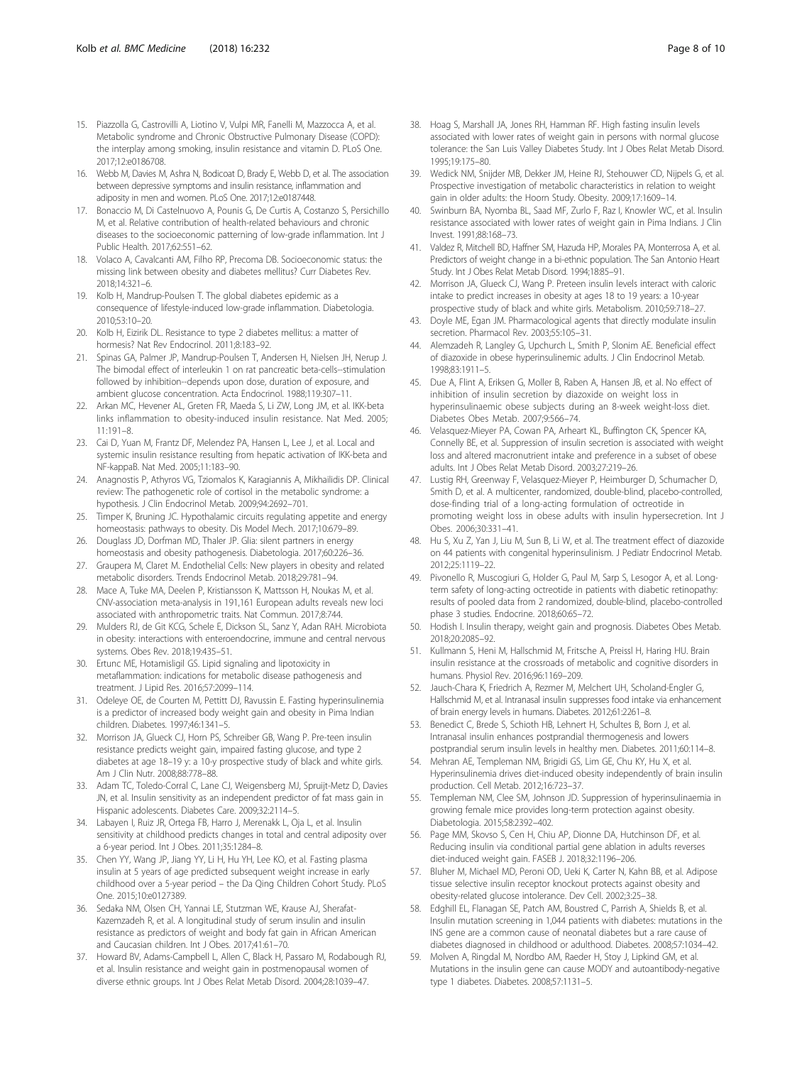15. Piazzolla G, Castrovilli A, Liotino V, Vulpi MR, Fanelli M, Mazzocca A, et al. Metabolic syndrome and Chronic Obstructive Pulmonary Disease (COPD): the interplay among smoking, insulin resistance and vitamin D. PLoS One. 2017;12:e0186708.
16. Webb M, Davies M, Ashra N, Bodicoat D, Brady E, Webb D, et al. The association between depressive symptoms and insulin resistance, inflammation and adiposity in men and women. PLoS One. 2017;12:e0187448.
17. Bonaccio M, Di Castelnuovo A, Pounis G, De Curtis A, Costanzo S, Persichillo M, et al. Relative contribution of health-related behaviours and chronic diseases to the socioeconomic patterning of low-grade inflammation. Int J Public Health. 2017;62:551–62.
18. Volaco A, Cavalcanti AM, Filho RP, Precoma DB. Socioeconomic status: the missing link between obesity and diabetes mellitus? Curr Diabetes Rev. 2018;14:321–6.
19. Kolb H, Mandrup-Poulsen T. The global diabetes epidemic as a consequence of lifestyle-induced low-grade inflammation. Diabetologia. 2010;53:10–20.
20. Kolb H, Eizirik DL. Resistance to type 2 diabetes mellitus: a matter of hormesis? Nat Rev Endocrinol. 2011;8:183–92.
21. Spinas GA, Palmer JP, Mandrup-Poulsen T, Andersen H, Nielsen JH, Nerup J. The bimodal effect of interleukin 1 on rat pancreatic beta-cells--stimulation followed by inhibition--depends upon dose, duration of exposure, and ambient glucose concentration. Acta Endocrinol. 1988;119:307–11.
22. Arkan MC, Hevener AL, Greten FR, Maeda S, Li ZW, Long JM, et al. IKK-beta links inflammation to obesity-induced insulin resistance. Nat Med. 2005;11:191–8.
23. Cai D, Yuan M, Frantz DF, Melendez PA, Hansen L, Lee J, et al. Local and systemic insulin resistance resulting from hepatic activation of IKK-beta and NF-kappaB. Nat Med. 2005;11:183–90.
24. Anagnostis P, Athyros VG, Tziomalos K, Karagiannis A, Mikhailidis DP. Clinical review: The pathogenetic role of cortisol in the metabolic syndrome: a hypothesis. J Clin Endocrinol Metab. 2009;94:2692–701.
25. Timper K, Bruning JC. Hypothalamic circuits regulating appetite and energy homeostasis: pathways to obesity. Dis Model Mech. 2017;10:679–89.
26. Douglass JD, Dorfman MD, Thaler JP. Glia: silent partners in energy homeostasis and obesity pathogenesis. Diabetologia. 2017;60:226–36.
27. Graupera M, Claret M. Endothelial Cells: New players in obesity and related metabolic disorders. Trends Endocrinol Metab. 2018;29:781–94.
28. Mace A, Tuke MA, Deelen P, Kristiansson K, Mattsson H, Noukas M, et al. CNV-association meta-analysis in 191,161 European adults reveals new loci associated with anthropometric traits. Nat Commun. 2017;8:744.
29. Mulders RJ, de Git KCG, Schele E, Dickson SL, Sanz Y, Adan RAH. Microbiota in obesity: interactions with enteroendocrine, immune and central nervous systems. Obes Rev. 2018;19:435–51.
30. Ertunc ME, Hotamisligil GS. Lipid signaling and lipotoxicity in metaflammation: indications for metabolic disease pathogenesis and treatment. J Lipid Res. 2016;57:2099–114.
31. Odeleye OE, de Courten M, Pettitt DJ, Ravussin E. Fasting hyperinsulinemia is a predictor of increased body weight gain and obesity in Pima Indian children. Diabetes. 1997;46:1341–5.
32. Morrison JA, Glueck CJ, Horn PS, Schreiber GB, Wang P. Pre-teen insulin resistance predicts weight gain, impaired fasting glucose, and type 2 diabetes at age 18–19 y: a 10-y prospective study of black and white girls. Am J Clin Nutr. 2008;88:778–88.
33. Adam TC, Toledo-Corral C, Lane CJ, Weigensberg MJ, Spruijt-Metz D, Davies JN, et al. Insulin sensitivity as an independent predictor of fat mass gain in Hispanic adolescents. Diabetes Care. 2009;32:2114–5.
34. Labayen I, Ruiz JR, Ortega FB, Harro J, Merenakk L, Oja L, et al. Insulin sensitivity at childhood predicts changes in total and central adiposity over a 6-year period. Int J Obes. 2011;35:1284–8.
35. Chen YY, Wang JP, Jiang YY, Li H, Hu YH, Lee KO, et al. Fasting plasma insulin at 5 years of age predicted subsequent weight increase in early childhood over a 5-year period – the Da Qing Children Cohort Study. PLoS One. 2015;10:e0127389.
36. Sedaka NM, Olsen CH, Yannai LE, Stutzman WE, Krause AJ, Sherafat-Kazemzadeh R, et al. A longitudinal study of serum insulin and insulin resistance as predictors of weight and body fat gain in African American and Caucasian children. Int J Obes. 2017;41:61–70.
37. Howard BV, Adams-Campbell L, Allen C, Black H, Passaro M, Rodabough RJ, et al. Insulin resistance and weight gain in postmenopausal women of diverse ethnic groups. Int J Obes Relat Metab Disord. 2004;28:1039–47.
38. Hoag S, Marshall JA, Jones RH, Hamman RF. High fasting insulin levels associated with lower rates of weight gain in persons with normal glucose tolerance: the San Luis Valley Diabetes Study. Int J Obes Relat Metab Disord. 1995;19:175–80.
39. Wedick NM, Snijder MB, Dekker JM, Heine RJ, Stehouwer CD, Nijpels G, et al. Prospective investigation of metabolic characteristics in relation to weight gain in older adults: the Hoorn Study. Obesity. 2009;17:1609–14.
40. Swinburn BA, Nyomba BL, Saad MF, Zurlo F, Raz I, Knowler WC, et al. Insulin resistance associated with lower rates of weight gain in Pima Indians. J Clin Invest. 1991;88:168–73.
41. Valdez R, Mitchell BD, Haffner SM, Hazuda HP, Morales PA, Monterrosa A, et al. Predictors of weight change in a bi-ethnic population. The San Antonio Heart Study. Int J Obes Relat Metab Disord. 1994;18:85–91.
42. Morrison JA, Glueck CJ, Wang P. Preteen insulin levels interact with caloric intake to predict increases in obesity at ages 18 to 19 years: a 10-year prospective study of black and white girls. Metabolism. 2010;59:718–27.
43. Doyle ME, Egan JM. Pharmacological agents that directly modulate insulin secretion. Pharmacol Rev. 2003;55:105–31.
44. Alemzadeh R, Langley G, Upchurch L, Smith P, Slonim AE. Beneficial effect of diazoxide in obese hyperinsulinemic adults. J Clin Endocrinol Metab. 1998;83:1911–5.
45. Due A, Flint A, Eriksen G, Moller B, Raben A, Hansen JB, et al. No effect of inhibition of insulin secretion by diazoxide on weight loss in hyperinsulinaemic obese subjects during an 8-week weight-loss diet. Diabetes Obes Metab. 2007;9:566–74.
46. Velasquez-Mieyer PA, Cowan PA, Arheart KL, Buffington CK, Spencer KA, Connelly BE, et al. Suppression of insulin secretion is associated with weight loss and altered macronutrient intake and preference in a subset of obese adults. Int J Obes Relat Metab Disord. 2003;27:219–26.
47. Lustig RH, Greenway F, Velasquez-Mieyer P, Heimburger D, Schumacher D, Smith D, et al. A multicenter, randomized, double-blind, placebo-controlled, dose-finding trial of a long-acting formulation of octreotide in promoting weight loss in obese adults with insulin hypersecretion. Int J Obes. 2006;30:331–41.
48. Hu S, Xu Z, Yan J, Liu M, Sun B, Li W, et al. The treatment effect of diazoxide on 44 patients with congenital hyperinsulinism. J Pediatr Endocrinol Metab. 2012;25:1119–22.
49. Pivonello R, Muscogiuri G, Holder G, Paul M, Sarp S, Lesogor A, et al. Long-term safety of long-acting octreotide in patients with diabetic retinopathy: results of pooled data from 2 randomized, double-blind, placebo-controlled phase 3 studies. Endocrine. 2018;60:65–72.
50. Hodish I. Insulin therapy, weight gain and prognosis. Diabetes Obes Metab. 2018;20:2085–92.
51. Kullmann S, Heni M, Hallschmid M, Fritsche A, Preissl H, Haring HU. Brain insulin resistance at the crossroads of metabolic and cognitive disorders in humans. Physiol Rev. 2016;96:1169–209.
52. Jauch-Chara K, Friedrich A, Rezmer M, Melchert UH, Scholand-Engler G, Hallschmid M, et al. Intranasal insulin suppresses food intake via enhancement of brain energy levels in humans. Diabetes. 2012;61:2261–8.
53. Benedict C, Brede S, Schioth HB, Lehnert H, Schultes B, Born J, et al. Intranasal insulin enhances postprandial thermogenesis and lowers postprandial serum insulin levels in healthy men. Diabetes. 2011;60:114–8.
54. Mehran AE, Templeman NM, Brigidi GS, Lim GE, Chu KY, Hu X, et al. Hyperinsulinemia drives diet-induced obesity independently of brain insulin production. Cell Metab. 2012;16:723–37.
55. Templeman NM, Clee SM, Johnson JD. Suppression of hyperinsulinaemia in growing female mice provides long-term protection against obesity. Diabetologia. 2015;58:2392–402.
56. Page MM, Skovso S, Cen H, Chiu AP, Dionne DA, Hutchinson DF, et al. Reducing insulin via conditional partial gene ablation in adults reverses diet-induced weight gain. FASEB J. 2018;32:1196–206.
57. Bluher M, Michael MD, Peroni OD, Ueki K, Carter N, Kahn BB, et al. Adipose tissue selective insulin receptor knockout protects against obesity and obesity-related glucose intolerance. Dev Cell. 2002;3:25–38.
58. Edghill EL, Flanagan SE, Patch AM, Boustred C, Parrish A, Shields B, et al. Insulin mutation screening in 1,044 patients with diabetes: mutations in the INS gene are a common cause of neonatal diabetes but a rare cause of diabetes diagnosed in childhood or adulthood. Diabetes. 2008;57:1034–42.
59. Molven A, Ringdal M, Nordbo AM, Raeder H, Stoy J, Lipkind GM, et al. Mutations in the insulin gene can cause MODY and autoantibody-negative type 1 diabetes. Diabetes. 2008;57:1131–5.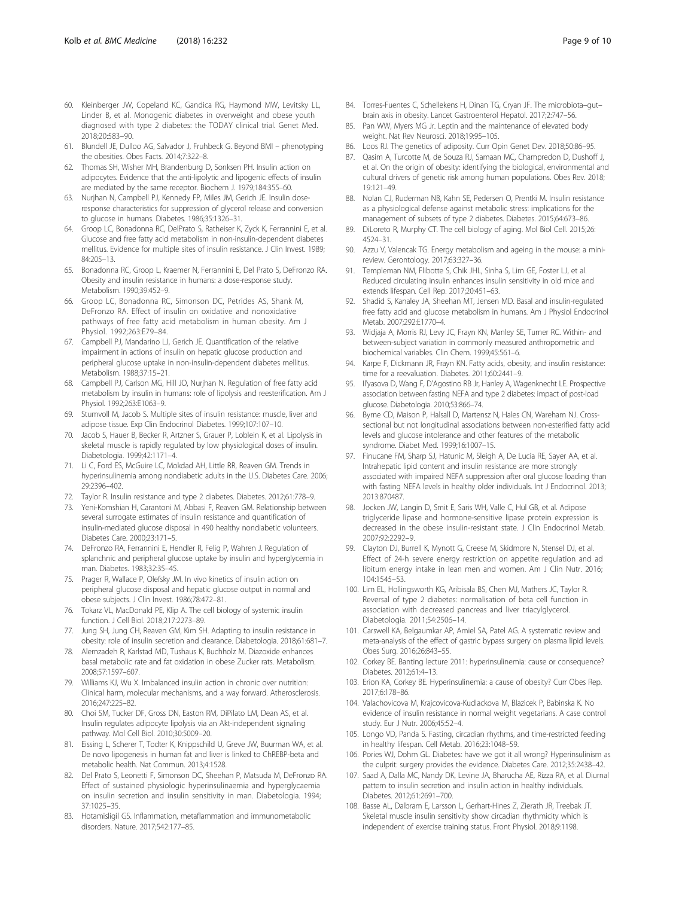60. Kleinberger JW, Copeland KC, Gandica RG, Haymond MW, Levitsky LL, Linder B, et al. Monogenic diabetes in overweight and obese youth diagnosed with type 2 diabetes: the TODAY clinical trial. Genet Med. 2018;20:583–90.
61. Blundell JE, Dulloo AG, Salvador J, Fruhbeck G. Beyond BMI – phenotyping the obesities. Obes Facts. 2014;7:322–8.
62. Thomas SH, Wisher MH, Brandenburg D, Sonksen PH. Insulin action on adipocytes. Evidence that the anti-lipolytic and lipogenic effects of insulin are mediated by the same receptor. Biochem J. 1979;184:355–60.
63. Nurjhan N, Campbell PJ, Kennedy FP, Miles JM, Gerich JE. Insulin dose-response characteristics for suppression of glycerol release and conversion to glucose in humans. Diabetes. 1986;35:1326–31.
64. Groop LC, Bonadonna RC, DelPrato S, Ratheiser K, Zyck K, Ferrannini E, et al. Glucose and free fatty acid metabolism in non-insulin-dependent diabetes mellitus. Evidence for multiple sites of insulin resistance. J Clin Invest. 1989; 84:205–13.
65. Bonadonna RC, Groop L, Kraemer N, Ferrannini E, Del Prato S, DeFronzo RA. Obesity and insulin resistance in humans: a dose-response study. Metabolism. 1990;39:452–9.
66. Groop LC, Bonadonna RC, Simonson DC, Petrides AS, Shank M, DeFronzo RA. Effect of insulin on oxidative and nonoxidative pathways of free fatty acid metabolism in human obesity. Am J Physiol. 1992;263:E79–84.
67. Campbell PJ, Mandarino LJ, Gerich JE. Quantification of the relative impairment in actions of insulin on hepatic glucose production and peripheral glucose uptake in non-insulin-dependent diabetes mellitus. Metabolism. 1988;37:15–21.
68. Campbell PJ, Carlson MG, Hill JO, Nurjhan N. Regulation of free fatty acid metabolism by insulin in humans: role of lipolysis and reesterification. Am J Physiol. 1992;263:E1063–9.
69. Stumvoll M, Jacob S. Multiple sites of insulin resistance: muscle, liver and adipose tissue. Exp Clin Endocrinol Diabetes. 1999;107:107–10.
70. Jacob S, Hauer B, Becker R, Artzner S, Grauer P, Loblein K, et al. Lipolysis in skeletal muscle is rapidly regulated by low physiological doses of insulin. Diabetologia. 1999;42:1171–4.
71. Li C, Ford ES, McGuire LC, Mokdad AH, Little RR, Reaven GM. Trends in hyperinsulinemia among nondiabetic adults in the U.S. Diabetes Care. 2006; 29:2396–402.
72. Taylor R. Insulin resistance and type 2 diabetes. Diabetes. 2012;61:778–9.
73. Yeni-Komshian H, Carantoni M, Abbasi F, Reaven GM. Relationship between several surrogate estimates of insulin resistance and quantification of insulin-mediated glucose disposal in 490 healthy nondiabetic volunteers. Diabetes Care. 2000;23:171–5.
74. DeFronzo RA, Ferrannini E, Hendler R, Felig P, Wahren J. Regulation of splanchnic and peripheral glucose uptake by insulin and hyperglycemia in man. Diabetes. 1983;32:35–45.
75. Prager R, Wallace P, Olefsky JM. In vivo kinetics of insulin action on peripheral glucose disposal and hepatic glucose output in normal and obese subjects. J Clin Invest. 1986;78:472–81.
76. Tokarz VL, MacDonald PE, Klip A. The cell biology of systemic insulin function. J Cell Biol. 2018;217:2273–89.
77. Jung SH, Jung CH, Reaven GM, Kim SH. Adapting to insulin resistance in obesity: role of insulin secretion and clearance. Diabetologia. 2018;61:681–7.
78. Alemzadeh R, Karlstad MD, Tushaus K, Buchholz M. Diazoxide enhances basal metabolic rate and fat oxidation in obese Zucker rats. Metabolism. 2008;57:1597–607.
79. Williams KJ, Wu X. Imbalanced insulin action in chronic over nutrition: Clinical harm, molecular mechanisms, and a way forward. Atherosclerosis. 2016;247:225–82.
80. Choi SM, Tucker DF, Gross DN, Easton RM, DiPilato LM, Dean AS, et al. Insulin regulates adipocyte lipolysis via an Akt-independent signaling pathway. Mol Cell Biol. 2010;30:5009–20.
81. Eissing L, Scherer T, Todter K, Knippschild U, Greve JW, Buurman WA, et al. De novo lipogenesis in human fat and liver is linked to ChREBP-beta and metabolic health. Nat Commun. 2013;4:1528.
82. Del Prato S, Leonetti F, Simonson DC, Sheehan P, Matsuda M, DeFronzo RA. Effect of sustained physiologic hyperinsulinaemia and hyperglycaemia on insulin secretion and insulin sensitivity in man. Diabetologia. 1994; 37:1025–35.
83. Hotamisligil GS. Inflammation, metaflammation and immunometabolic disorders. Nature. 2017;542:177–85.
84. Torres-Fuentes C, Schellekens H, Dinan TG, Cryan JF. The microbiota–gut–brain axis in obesity. Lancet Gastroenterol Hepatol. 2017;2:747–56.
85. Pan WW, Myers MG Jr. Leptin and the maintenance of elevated body weight. Nat Rev Neurosci. 2018;19:95–105.
86. Loos RJ. The genetics of adiposity. Curr Opin Genet Dev. 2018;50:86–95.
87. Qasim A, Turcotte M, de Souza RJ, Samaan MC, Champredon D, Dushoff J, et al. On the origin of obesity: identifying the biological, environmental and cultural drivers of genetic risk among human populations. Obes Rev. 2018; 19:121–49.
88. Nolan CJ, Ruderman NB, Kahn SE, Pedersen O, Prentki M. Insulin resistance as a physiological defense against metabolic stress: implications for the management of subsets of type 2 diabetes. Diabetes. 2015;64:673–86.
89. DiLoreto R, Murphy CT. The cell biology of aging. Mol Biol Cell. 2015;26: 4524–31.
90. Azzu V, Valencak TG. Energy metabolism and ageing in the mouse: a mini-review. Gerontology. 2017;63:327–36.
91. Templeman NM, Flibotte S, Chik JHL, Sinha S, Lim GE, Foster LJ, et al. Reduced circulating insulin enhances insulin sensitivity in old mice and extends lifespan. Cell Rep. 2017;20:451–63.
92. Shadid S, Kanaley JA, Sheehan MT, Jensen MD. Basal and insulin-regulated free fatty acid and glucose metabolism in humans. Am J Physiol Endocrinol Metab. 2007;292:E1770–4.
93. Widjaja A, Morris RJ, Levy JC, Frayn KN, Manley SE, Turner RC. Within- and between-subject variation in commonly measured anthropometric and biochemical variables. Clin Chem. 1999;45:561–6.
94. Karpe F, Dickmann JR, Frayn KN. Fatty acids, obesity, and insulin resistance: time for a reevaluation. Diabetes. 2011;60:2441–9.
95. Il'yasova D, Wang F, D'Agostino RB Jr, Hanley A, Wagenknecht LE. Prospective association between fasting NEFA and type 2 diabetes: impact of post-load glucose. Diabetologia. 2010;53:866–74.
96. Byrne CD, Maison P, Halsall D, Martensz N, Hales CN, Wareham NJ. Cross-sectional but not longitudinal associations between non-esterified fatty acid levels and glucose intolerance and other features of the metabolic syndrome. Diabet Med. 1999;16:1007–15.
97. Finucane FM, Sharp SJ, Hatunic M, Sleigh A, De Lucia RE, Sayer AA, et al. Intrahepatic lipid content and insulin resistance are more strongly associated with impaired NEFA suppression after oral glucose loading than with fasting NEFA levels in healthy older individuals. Int J Endocrinol. 2013; 2013:870487.
98. Jocken JW, Langin D, Smit E, Saris WH, Valle C, Hul GB, et al. Adipose triglyceride lipase and hormone-sensitive lipase protein expression is decreased in the obese insulin-resistant state. J Clin Endocrinol Metab. 2007;92:2292–9.
99. Clayton DJ, Burrell K, Mynott G, Creese M, Skidmore N, Stensel DJ, et al. Effect of 24-h severe energy restriction on appetite regulation and ad libitum energy intake in lean men and women. Am J Clin Nutr. 2016; 104:1545–53.
100. Lim EL, Hollingsworth KG, Aribisala BS, Chen MJ, Mathers JC, Taylor R. Reversal of type 2 diabetes: normalisation of beta cell function in association with decreased pancreas and liver triacylglycerol. Diabetologia. 2011;54:2506–14.
101. Carswell KA, Belgaumkar AP, Amiel SA, Patel AG. A systematic review and meta-analysis of the effect of gastric bypass surgery on plasma lipid levels. Obes Surg. 2016;26:843–55.
102. Corkey BE. Banting lecture 2011: hyperinsulinemia: cause or consequence? Diabetes. 2012;61:4–13.
103. Erion KA, Corkey BE. Hyperinsulinemia: a cause of obesity? Curr Obes Rep. 2017;6:178–86.
104. Valachovicova M, Krajcovicova-Kudlackova M, Blazicek P, Babinska K. No evidence of insulin resistance in normal weight vegetarians. A case control study. Eur J Nutr. 2006;45:52–4.
105. Longo VD, Panda S. Fasting, circadian rhythms, and time-restricted feeding in healthy lifespan. Cell Metab. 2016;23:1048–59.
106. Pories WJ, Dohm GL. Diabetes: have we got it all wrong? Hyperinsulinism as the culprit: surgery provides the evidence. Diabetes Care. 2012;35:2438–42.
107. Saad A, Dalla MC, Nandy DK, Levine JA, Bharucha AE, Rizza RA, et al. Diurnal pattern to insulin secretion and insulin action in healthy individuals. Diabetes. 2012;61:2691–700.
108. Basse AL, Dalbram E, Larsson L, Gerhart-Hines Z, Zierath JR, Treebak JT. Skeletal muscle insulin sensitivity show circadian rhythmicity which is independent of exercise training status. Front Physiol. 2018;9:1198.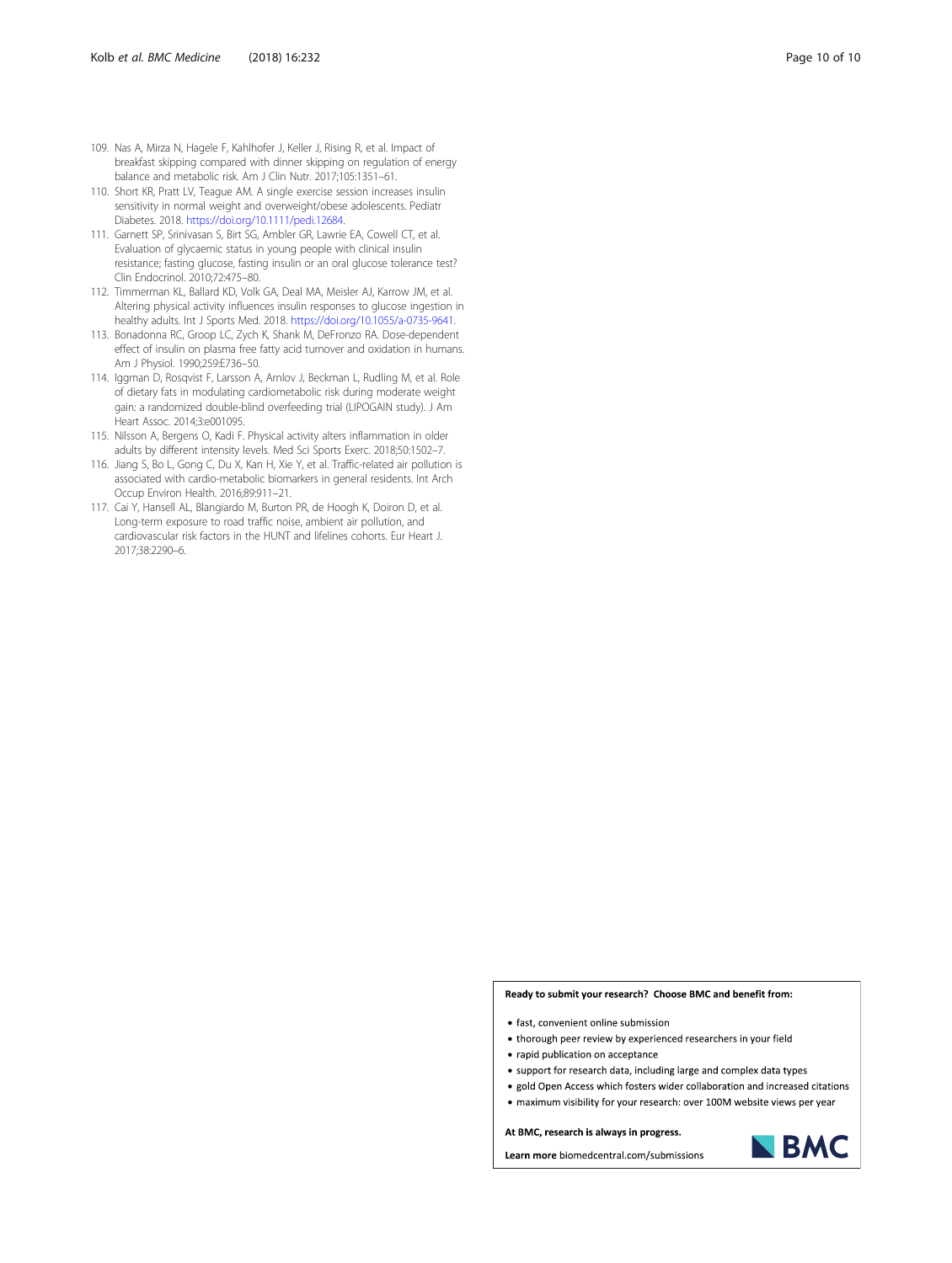109. Nas A, Mirza N, Hagele F, Kahlhofer J, Keller J, Rising R, et al. Impact of breakfast skipping compared with dinner skipping on regulation of energy balance and metabolic risk. Am J Clin Nutr. 2017;105:1351–61.
110. Short KR, Pratt LV, Teague AM. A single exercise session increases insulin sensitivity in normal weight and overweight/obese adolescents. Pediatr Diabetes. 2018. https://doi.org/10.1111/pedi.12684.
111. Garnett SP, Srinivasan S, Birt SG, Ambler GR, Lawrie EA, Cowell CT, et al. Evaluation of glycaemic status in young people with clinical insulin resistance; fasting glucose, fasting insulin or an oral glucose tolerance test? Clin Endocrinol. 2010;72:475–80.
112. Timmerman KL, Ballard KD, Volk GA, Deal MA, Meisler AJ, Karrow JM, et al. Altering physical activity influences insulin responses to glucose ingestion in healthy adults. Int J Sports Med. 2018. https://doi.org/10.1055/a-0735-9641.
113. Bonadonna RC, Groop LC, Zych K, Shank M, DeFronzo RA. Dose-dependent effect of insulin on plasma free fatty acid turnover and oxidation in humans. Am J Physiol. 1990;259:E736–50.
114. Iggman D, Rosqvist F, Larsson A, Arnlov J, Beckman L, Rudling M, et al. Role of dietary fats in modulating cardiometabolic risk during moderate weight gain: a randomized double-blind overfeeding trial (LIPOGAIN study). J Am Heart Assoc. 2014;3:e001095.
115. Nilsson A, Bergens O, Kadi F. Physical activity alters inflammation in older adults by different intensity levels. Med Sci Sports Exerc. 2018;50:1502–7.
116. Jiang S, Bo L, Gong C, Du X, Kan H, Xie Y, et al. Traffic-related air pollution is associated with cardio-metabolic biomarkers in general residents. Int Arch Occup Environ Health. 2016;89:911–21.
117. Cai Y, Hansell AL, Blangiardo M, Burton PR, de Hoogh K, Doiron D, et al. Long-term exposure to road traffic noise, ambient air pollution, and cardiovascular risk factors in the HUNT and lifelines cohorts. Eur Heart J. 2017;38:2290–6.

**Ready to submit your research? Choose BMC and benefit from:**

- fast, convenient online submission
- thorough peer review by experienced researchers in your field
- rapid publication on acceptance
- support for research data, including large and complex data types
- gold Open Access which fosters wider collaboration and increased citations
- maximum visibility for your research: over 100M website views per year

**At BMC, research is always in progress.**

**Learn more** biomedcentral.com/submissions

BMC